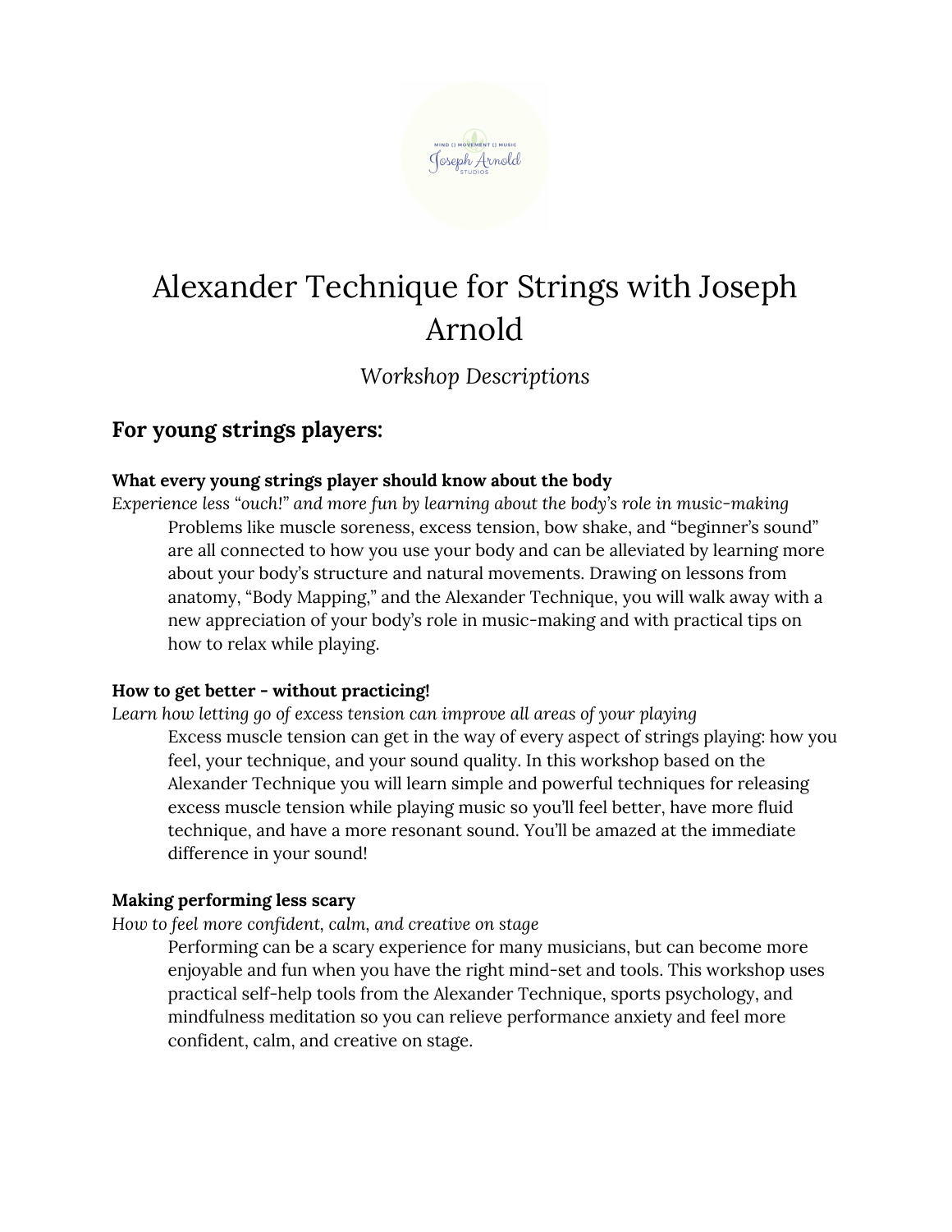# Alexander Technique for Strings with Joseph Arnold

*Workshop Descriptions*

## For young strings players:

**What every young strings player should know about the body**
*Experience less "ouch!" and more fun by learning about the body's role in music-making*

Problems like muscle soreness, excess tension, bow shake, and "beginner's sound" are all connected to how you use your body and can be alleviated by learning more about your body's structure and natural movements. Drawing on lessons from anatomy, "Body Mapping," and the Alexander Technique, you will walk away with a new appreciation of your body's role in music-making and with practical tips on how to relax while playing.

**How to get better - without practicing!**
*Learn how letting go of excess tension can improve all areas of your playing*

Excess muscle tension can get in the way of every aspect of strings playing: how you feel, your technique, and your sound quality. In this workshop based on the Alexander Technique you will learn simple and powerful techniques for releasing excess muscle tension while playing music so you'll feel better, have more fluid technique, and have a more resonant sound. You'll be amazed at the immediate difference in your sound!

**Making performing less scary**
*How to feel more confident, calm, and creative on stage*

Performing can be a scary experience for many musicians, but can become more enjoyable and fun when you have the right mind-set and tools. This workshop uses practical self-help tools from the Alexander Technique, sports psychology, and mindfulness meditation so you can relieve performance anxiety and feel more confident, calm, and creative on stage.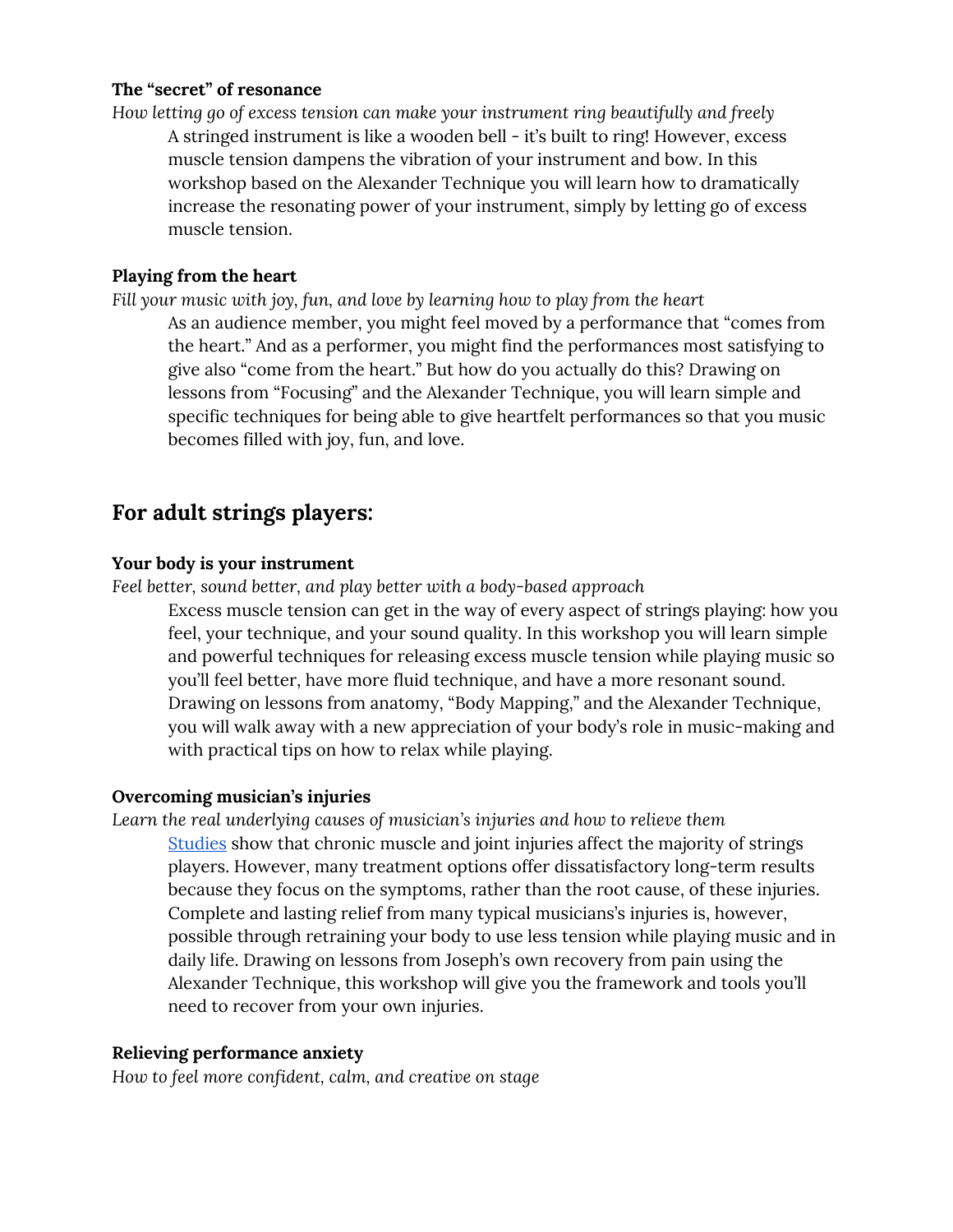**The “secret” of resonance**

*How letting go of excess tension can make your instrument ring beautifully and freely*

A stringed instrument is like a wooden bell - it’s built to ring! However, excess muscle tension dampens the vibration of your instrument and bow. In this workshop based on the Alexander Technique you will learn how to dramatically increase the resonating power of your instrument, simply by letting go of excess muscle tension.

**Playing from the heart**

*Fill your music with joy, fun, and love by learning how to play from the heart*

As an audience member, you might feel moved by a performance that “comes from the heart.” And as a performer, you might find the performances most satisfying to give also “come from the heart.” But how do you actually do this? Drawing on lessons from “Focusing” and the Alexander Technique, you will learn simple and specific techniques for being able to give heartfelt performances so that you music becomes filled with joy, fun, and love.

## For adult strings players:

**Your body is your instrument**

*Feel better, sound better, and play better with a body-based approach*

Excess muscle tension can get in the way of every aspect of strings playing: how you feel, your technique, and your sound quality. In this workshop you will learn simple and powerful techniques for releasing excess muscle tension while playing music so you’ll feel better, have more fluid technique, and have a more resonant sound. Drawing on lessons from anatomy, “Body Mapping,” and the Alexander Technique, you will walk away with a new appreciation of your body’s role in music-making and with practical tips on how to relax while playing.

**Overcoming musician’s injuries**

*Learn the real underlying causes of musician’s injuries and how to relieve them*

Studies show that chronic muscle and joint injuries affect the majority of strings players. However, many treatment options offer dissatisfactory long-term results because they focus on the symptoms, rather than the root cause, of these injuries. Complete and lasting relief from many typical musicians’s injuries is, however, possible through retraining your body to use less tension while playing music and in daily life. Drawing on lessons from Joseph’s own recovery from pain using the Alexander Technique, this workshop will give you the framework and tools you’ll need to recover from your own injuries.

**Relieving performance anxiety**

*How to feel more confident, calm, and creative on stage*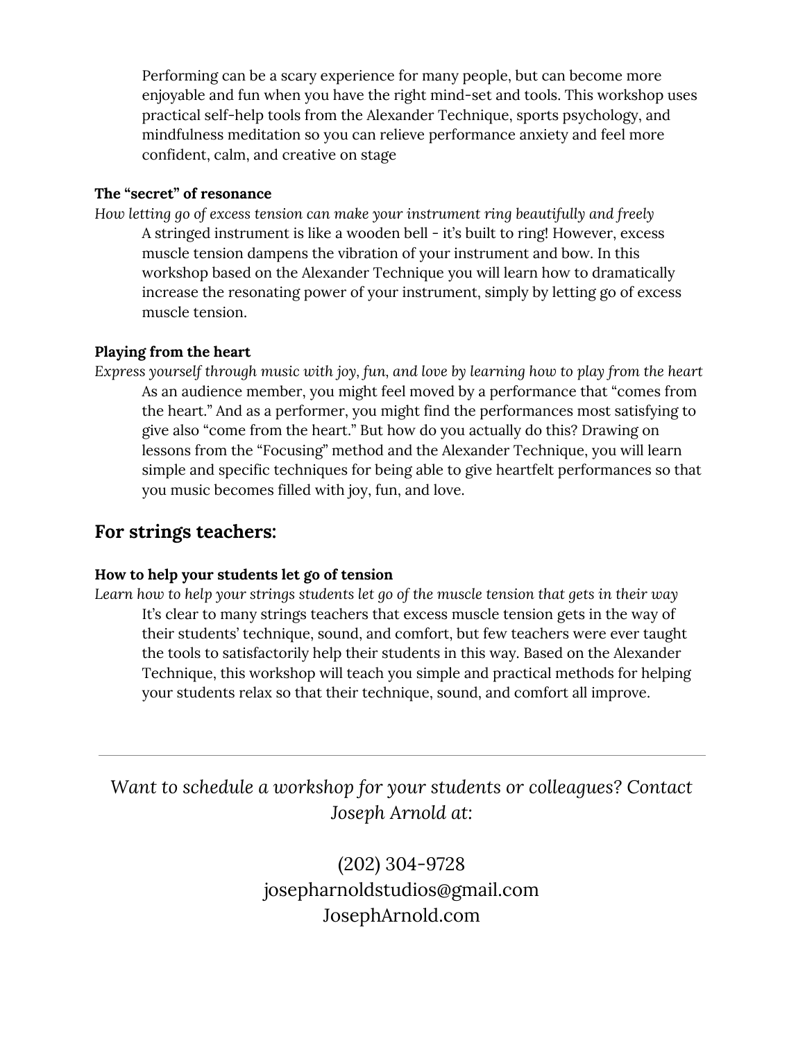Performing can be a scary experience for many people, but can become more enjoyable and fun when you have the right mind-set and tools. This workshop uses practical self-help tools from the Alexander Technique, sports psychology, and mindfulness meditation so you can relieve performance anxiety and feel more confident, calm, and creative on stage

**The "secret" of resonance**

*How letting go of excess tension can make your instrument ring beautifully and freely*

A stringed instrument is like a wooden bell - it's built to ring! However, excess muscle tension dampens the vibration of your instrument and bow. In this workshop based on the Alexander Technique you will learn how to dramatically increase the resonating power of your instrument, simply by letting go of excess muscle tension.

**Playing from the heart**

*Express yourself through music with joy, fun, and love by learning how to play from the heart*

As an audience member, you might feel moved by a performance that "comes from the heart." And as a performer, you might find the performances most satisfying to give also "come from the heart." But how do you actually do this? Drawing on lessons from the "Focusing" method and the Alexander Technique, you will learn simple and specific techniques for being able to give heartfelt performances so that you music becomes filled with joy, fun, and love.

## For strings teachers:

**How to help your students let go of tension**

*Learn how to help your strings students let go of the muscle tension that gets in their way*

It's clear to many strings teachers that excess muscle tension gets in the way of their students' technique, sound, and comfort, but few teachers were ever taught the tools to satisfactorily help their students in this way. Based on the Alexander Technique, this workshop will teach you simple and practical methods for helping your students relax so that their technique, sound, and comfort all improve.

---

*Want to schedule a workshop for your students or colleagues? Contact Joseph Arnold at:*

(202) 304-9728
josepharnoldstudios@gmail.com
JosephArnold.com